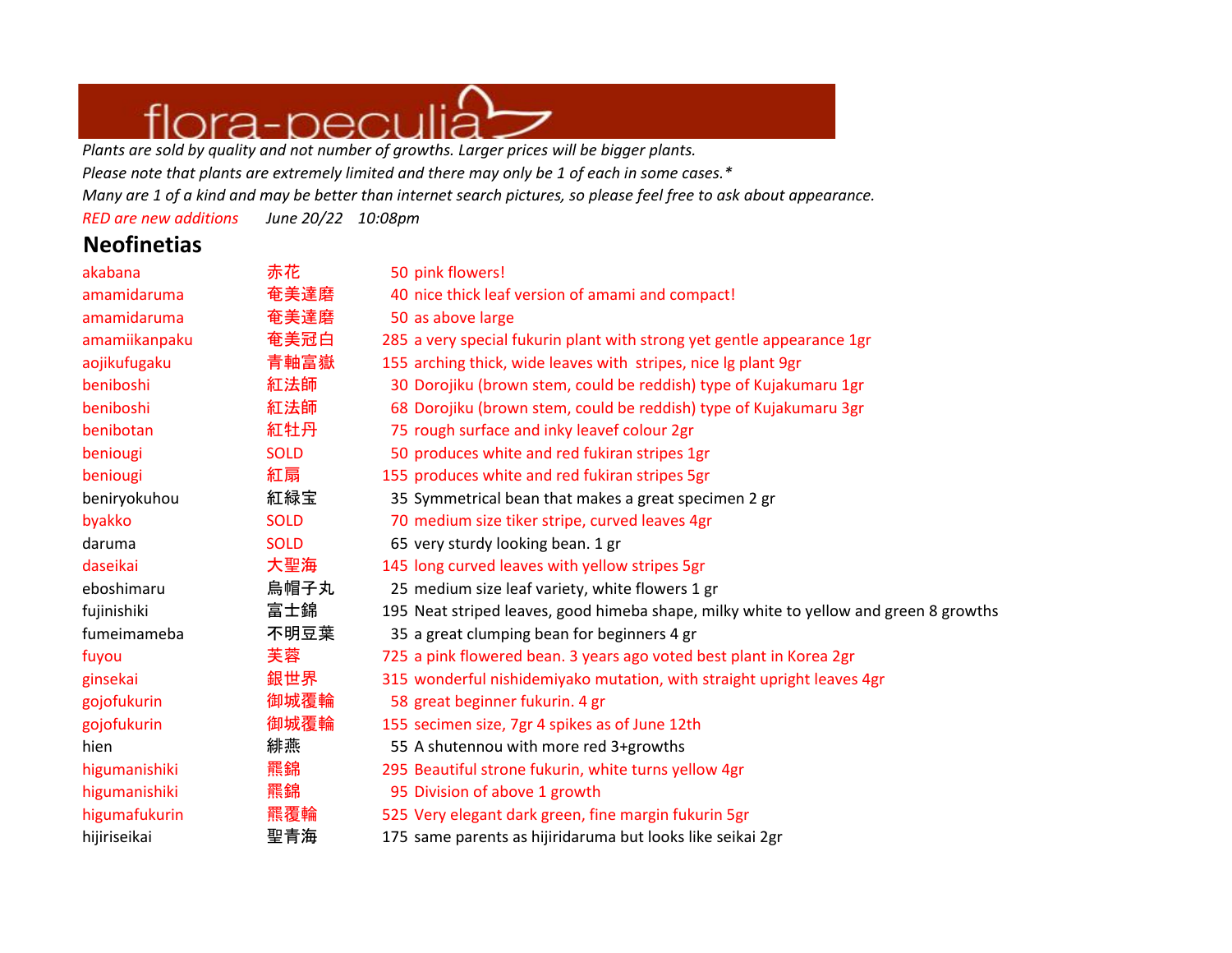flora-peculia

*Plants are sold by quality and not number of growths. Larger prices will be bigger plants.*
*Please note that plants are extremely limited and there may only be 1 of each in some cases.**
*Many are 1 of a kind and may be better than internet search pictures, so please feel free to ask about appearance.*
*RED are new additions*　　*June 20/22　10:08pm*

## Neofinetias

| | | | |
|---|---|---|---|
| akabana | 赤花 | 50 | pink flowers! |
| amamidaruma | 奄美達磨 | 40 | nice thick leaf version of amami and compact! |
| amamidaruma | 奄美達磨 | 50 | as above large |
| amamiikanpaku | 奄美冠白 | 285 | a very special fukurin plant with strong yet gentle appearance 1gr |
| aojikufugaku | 青軸富嶽 | 155 | arching thick, wide leaves with stripes, nice lg plant 9gr |
| beniboshi | 紅法師 | 30 | Dorojiku (brown stem, could be reddish) type of Kujakumaru 1gr |
| beniboshi | 紅法師 | 68 | Dorojiku (brown stem, could be reddish) type of Kujakumaru 3gr |
| benibotan | 紅牡丹 | 75 | rough surface and inky leavef colour 2gr |
| beniougi | SOLD | 50 | produces white and red fukiran stripes 1gr |
| beniougi | 紅扇 | 155 | produces white and red fukiran stripes 5gr |
| beniryokuhou | 紅緑宝 | 35 | Symmetrical bean that makes a great specimen 2 gr |
| byakko | SOLD | 70 | medium size tiker stripe, curved leaves 4gr |
| daruma | SOLD | 65 | very sturdy looking bean. 1 gr |
| daseikai | 大聖海 | 145 | long curved leaves with yellow stripes 5gr |
| eboshimaru | 烏帽子丸 | 25 | medium size leaf variety, white flowers 1 gr |
| fujinishiki | 富士錦 | 195 | Neat striped leaves, good himeba shape, milky white to yellow and green 8 growths |
| fumeimameba | 不明豆葉 | 35 | a great clumping bean for beginners 4 gr |
| fuyou | 芙蓉 | 725 | a pink flowered bean. 3 years ago voted best plant in Korea 2gr |
| ginsekai | 銀世界 | 315 | wonderful nishidemiyako mutation, with straight upright leaves 4gr |
| gojofukurin | 御城覆輪 | 58 | great beginner fukurin. 4 gr |
| gojofukurin | 御城覆輪 | 155 | secimen size, 7gr 4 spikes as of June 12th |
| hien | 緋燕 | 55 | A shutennou with more red 3+growths |
| higumanishiki | 羆錦 | 295 | Beautiful strone fukurin, white turns yellow 4gr |
| higumanishiki | 羆錦 | 95 | Division of above 1 growth |
| higumafukurin | 羆覆輪 | 525 | Very elegant dark green, fine margin fukurin 5gr |
| hijiriseikai | 聖青海 | 175 | same parents as hijiridaruma but looks like seikai 2gr |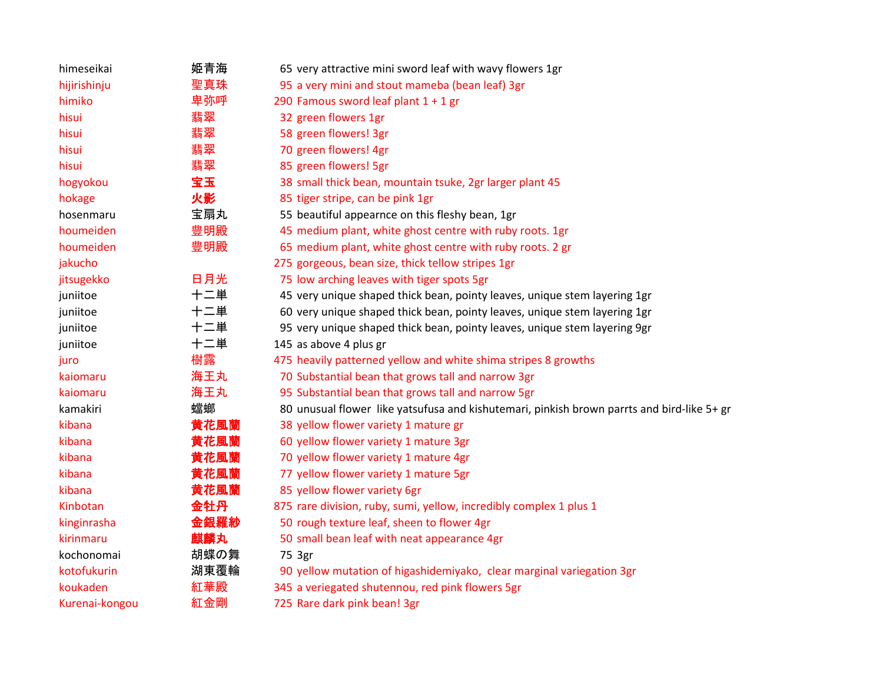| | | | |
|---|---|---|---|
| himeseikai | 姫青海 | 65 | very attractive mini sword leaf with wavy flowers 1gr |
| hijirishinju | 聖真珠 | 95 | a very mini and stout mameba (bean leaf) 3gr |
| himiko | 卑弥呼 | 290 | Famous sword leaf plant 1 + 1 gr |
| hisui | 翡翠 | 32 | green flowers 1gr |
| hisui | 翡翠 | 58 | green flowers! 3gr |
| hisui | 翡翠 | 70 | green flowers! 4gr |
| hisui | 翡翠 | 85 | green flowers! 5gr |
| hogyokou | 宝玉 | 38 | small thick bean, mountain tsuke, 2gr larger plant 45 |
| hokage | 火影 | 85 | tiger stripe, can be pink 1gr |
| hosenmaru | 宝扇丸 | 55 | beautiful appearnce on this fleshy bean, 1gr |
| houmeiden | 豊明殿 | 45 | medium plant, white ghost centre with ruby roots. 1gr |
| houmeiden | 豊明殿 | 65 | medium plant, white ghost centre with ruby roots. 2 gr |
| jakucho | | 275 | gorgeous, bean size, thick tellow stripes 1gr |
| jitsugekko | 日月光 | 75 | low arching leaves with tiger spots 5gr |
| juniitoe | 十二単 | 45 | very unique shaped thick bean, pointy leaves, unique stem layering 1gr |
| juniitoe | 十二単 | 60 | very unique shaped thick bean, pointy leaves, unique stem layering 1gr |
| juniitoe | 十二単 | 95 | very unique shaped thick bean, pointy leaves, unique stem layering 9gr |
| juniitoe | 十二単 | 145 | as above 4 plus gr |
| juro | 樹露 | 475 | heavily patterned yellow and white shima stripes 8 growths |
| kaiomaru | 海王丸 | 70 | Substantial bean that grows tall and narrow 3gr |
| kaiomaru | 海王丸 | 95 | Substantial bean that grows tall and narrow 5gr |
| kamakiri | 蟷螂 | 80 | unusual flower like yatsufusa and kishutemari, pinkish brown parrts and bird-like 5+ gr |
| kibana | 黄花風蘭 | 38 | yellow flower variety 1 mature gr |
| kibana | 黄花風蘭 | 60 | yellow flower variety 1 mature 3gr |
| kibana | 黄花風蘭 | 70 | yellow flower variety 1 mature 4gr |
| kibana | 黄花風蘭 | 77 | yellow flower variety 1 mature 5gr |
| kibana | 黄花風蘭 | 85 | yellow flower variety 6gr |
| Kinbotan | 金牡丹 | 875 | rare division, ruby, sumi, yellow, incredibly complex 1 plus 1 |
| kinginrasha | 金銀羅紗 | 50 | rough texture leaf, sheen to flower 4gr |
| kirinmaru | 麒麟丸 | 50 | small bean leaf with neat appearance 4gr |
| kochonomai | 胡蝶の舞 | 75 | 3gr |
| kotofukurin | 湖東覆輪 | 90 | yellow mutation of higashidemiyako, clear marginal variegation 3gr |
| koukaden | 紅華殿 | 345 | a veriegated shutennou, red pink flowers 5gr |
| Kurenai-kongou | 紅金剛 | 725 | Rare dark pink bean! 3gr |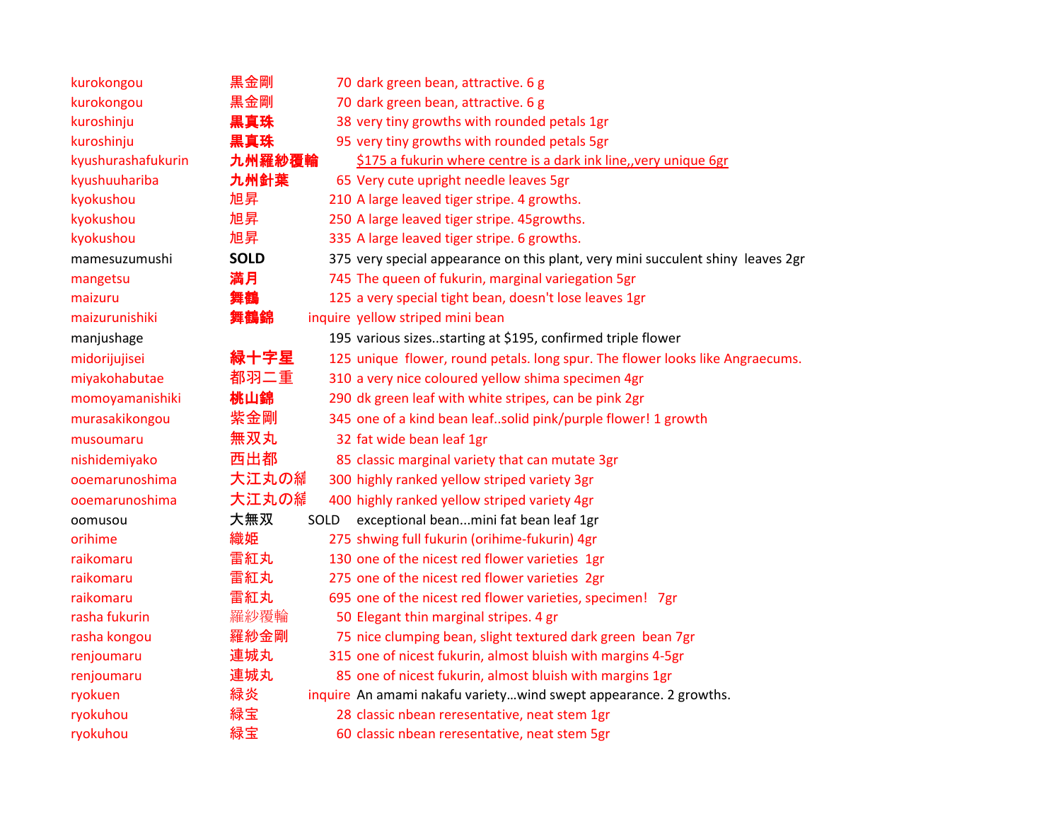| | | | |
|---|---|---|---|
| kurokongou | 黒金剛 | 70 | dark green bean, attractive. 6 g |
| kurokongou | 黒金剛 | 70 | dark green bean, attractive. 6 g |
| kuroshinju | **黒真珠** | 38 | very tiny growths with rounded petals 1gr |
| kuroshinju | **黒真珠** | 95 | very tiny growths with rounded petals 5gr |
| kyushurashafukurin | **九州羅紗覆輪** | | $175 a fukurin where centre is a dark ink line,,very unique 6gr |
| kyushuuhariba | **九州針葉** | 65 | Very cute upright needle leaves 5gr |
| kyokushou | 旭昇 | 210 | A large leaved tiger stripe. 4 growths. |
| kyokushou | 旭昇 | 250 | A large leaved tiger stripe. 45growths. |
| kyokushou | 旭昇 | 335 | A large leaved tiger stripe. 6 growths. |
| mamesuzumushi | **SOLD** | 375 | very special appearance on this plant, very mini succulent shiny leaves 2gr |
| mangetsu | **満月** | 745 | The queen of fukurin, marginal variegation 5gr |
| maizuru | **舞鶴** | 125 | a very special tight bean, doesn't lose leaves 1gr |
| maizurunishiki | **舞鶴錦** | inquire | yellow striped mini bean |
| manjushage | | 195 | various sizes..starting at $195, confirmed triple flower |
| midorijujisei | **緑十字星** | 125 | unique flower, round petals. long spur. The flower looks like Angraecums. |
| miyakohabutae | 都羽二重 | 310 | a very nice coloured yellow shima specimen 4gr |
| momoyamanishiki | **桃山錦** | 290 | dk green leaf with white stripes, can be pink 2gr |
| murasakikongou | 紫金剛 | 345 | one of a kind bean leaf..solid pink/purple flower! 1 growth |
| musoumaru | 無双丸 | 32 | fat wide bean leaf 1gr |
| nishidemiyako | 西出都 | 85 | classic marginal variety that can mutate 3gr |
| ooemarunoshima | 大江丸の縞 | 300 | highly ranked yellow striped variety 3gr |
| ooemarunoshima | 大江丸の縞 | 400 | highly ranked yellow striped variety 4gr |
| oomusou | 大無双 | SOLD | exceptional bean...mini fat bean leaf 1gr |
| orihime | 織姫 | 275 | shwing full fukurin (orihime-fukurin) 4gr |
| raikomaru | 雷紅丸 | 130 | one of the nicest red flower varieties 1gr |
| raikomaru | 雷紅丸 | 275 | one of the nicest red flower varieties 2gr |
| raikomaru | 雷紅丸 | 695 | one of the nicest red flower varieties, specimen! 7gr |
| rasha fukurin | 羅紗覆輪 | 50 | Elegant thin marginal stripes. 4 gr |
| rasha kongou | 羅紗金剛 | 75 | nice clumping bean, slight textured dark green bean 7gr |
| renjoumaru | 連城丸 | 315 | one of nicest fukurin, almost bluish with margins 4-5gr |
| renjoumaru | 連城丸 | 85 | one of nicest fukurin, almost bluish with margins 1gr |
| ryokuen | 緑炎 | inquire | An amami nakafu variety...wind swept appearance. 2 growths. |
| ryokuhou | 緑宝 | 28 | classic nbean reresentative, neat stem 1gr |
| ryokuhou | 緑宝 | 60 | classic nbean reresentative, neat stem 5gr |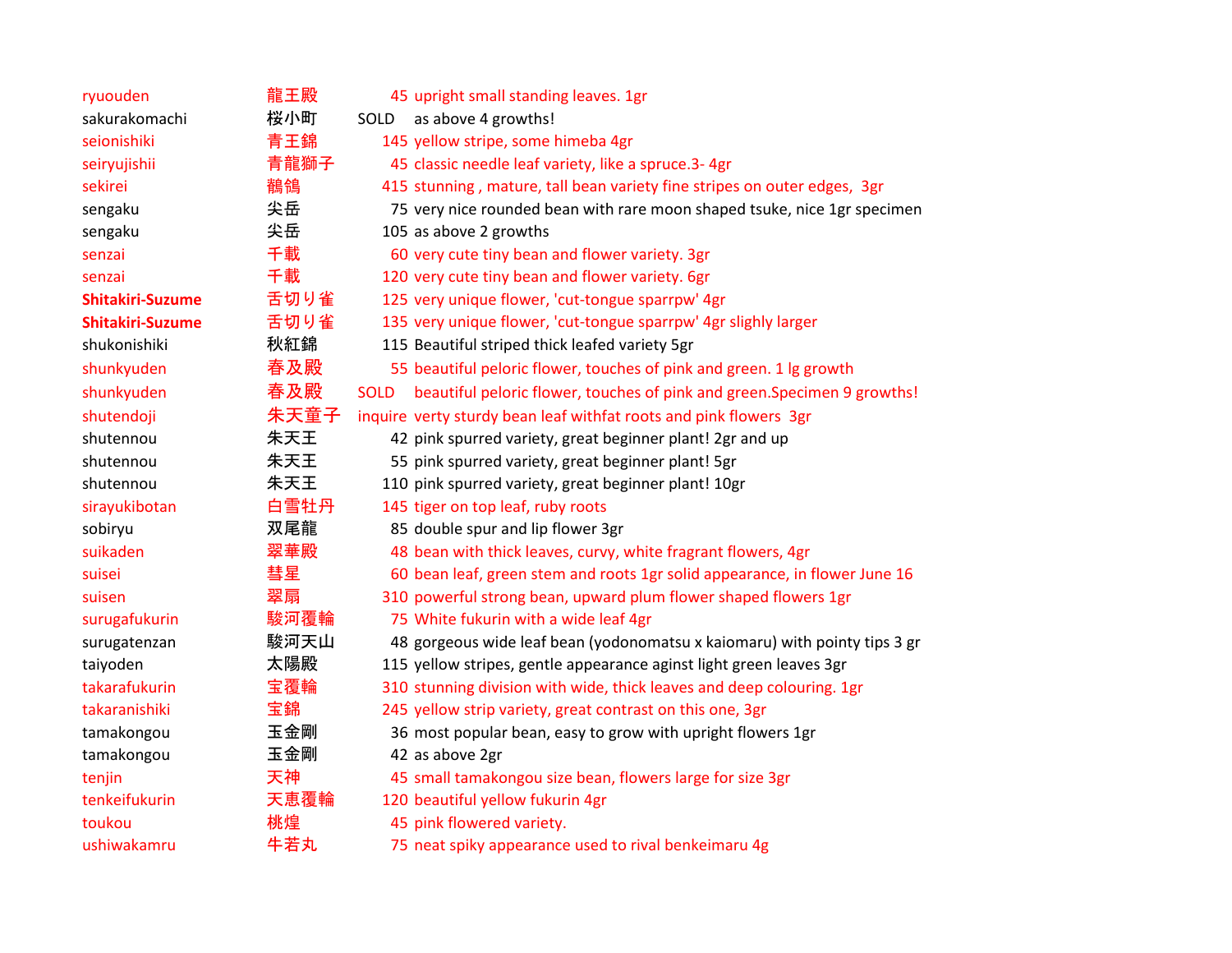| | | | |
|---|---|---|---|
| ryuouden | 龍王殿 | 45 | upright small standing leaves. 1gr |
| sakurakomachi | 桜小町 | SOLD | as above 4 growths! |
| seionishiki | 青王錦 | 145 | yellow stripe, some himeba 4gr |
| seiryujishii | 青龍獅子 | 45 | classic needle leaf variety, like a spruce.3- 4gr |
| sekirei | 鶺鴒 | 415 | stunning , mature, tall bean variety fine stripes on outer edges, 3gr |
| sengaku | 尖岳 | 75 | very nice rounded bean with rare moon shaped tsuke, nice 1gr specimen |
| sengaku | 尖岳 | 105 | as above 2 growths |
| senzai | 千載 | 60 | very cute tiny bean and flower variety. 3gr |
| senzai | 千載 | 120 | very cute tiny bean and flower variety. 6gr |
| **Shitakiri-Suzume** | 舌切り雀 | 125 | very unique flower, 'cut-tongue sparrpw' 4gr |
| **Shitakiri-Suzume** | 舌切り雀 | 135 | very unique flower, 'cut-tongue sparrpw' 4gr slighly larger |
| shukonishiki | 秋紅錦 | 115 | Beautiful striped thick leafed variety 5gr |
| shunkyuden | 春及殿 | 55 | beautiful peloric flower, touches of pink and green. 1 lg growth |
| shunkyuden | 春及殿 | SOLD | beautiful peloric flower, touches of pink and green.Specimen 9 growths! |
| shutendoji | 朱天童子 | inquire | verty sturdy bean leaf withfat roots and pink flowers 3gr |
| shutennou | 朱天王 | 42 | pink spurred variety, great beginner plant! 2gr and up |
| shutennou | 朱天王 | 55 | pink spurred variety, great beginner plant! 5gr |
| shutennou | 朱天王 | 110 | pink spurred variety, great beginner plant! 10gr |
| sirayukibotan | 白雪牡丹 | 145 | tiger on top leaf, ruby roots |
| sobiryu | 双尾龍 | 85 | double spur and lip flower 3gr |
| suikaden | 翠華殿 | 48 | bean with thick leaves, curvy, white fragrant flowers, 4gr |
| suisei | 彗星 | 60 | bean leaf, green stem and roots 1gr solid appearance, in flower June 16 |
| suisen | 翠扇 | 310 | powerful strong bean, upward plum flower shaped flowers 1gr |
| surugafukurin | 駿河覆輪 | 75 | White fukurin with a wide leaf 4gr |
| surugatenzan | 駿河天山 | 48 | gorgeous wide leaf bean (yodonomatsu x kaiomaru) with pointy tips 3 gr |
| taiyoden | 太陽殿 | 115 | yellow stripes, gentle appearance aginst light green leaves 3gr |
| takarafukurin | 宝覆輪 | 310 | stunning division with wide, thick leaves and deep colouring. 1gr |
| takaranishiki | 宝錦 | 245 | yellow strip variety, great contrast on this one, 3gr |
| tamakongou | 玉金剛 | 36 | most popular bean, easy to grow with upright flowers 1gr |
| tamakongou | 玉金剛 | 42 | as above 2gr |
| tenjin | 天神 | 45 | small tamakongou size bean, flowers large for size 3gr |
| tenkeifukurin | 天恵覆輪 | 120 | beautiful yellow fukurin 4gr |
| toukou | 桃煌 | 45 | pink flowered variety. |
| ushiwakamru | 牛若丸 | 75 | neat spiky appearance used to rival benkeimaru 4g |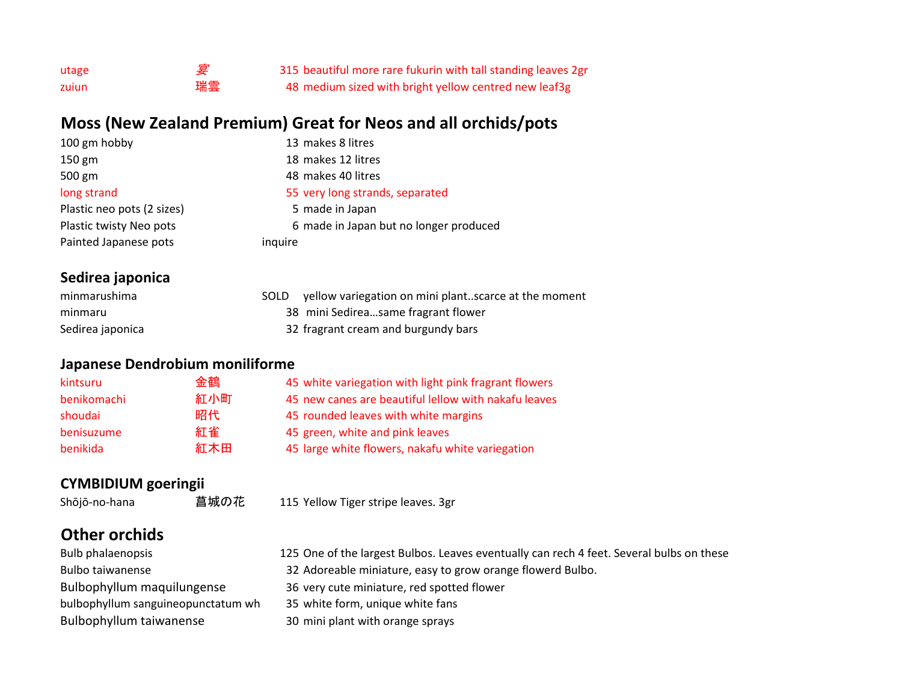| | | | |
|---|---|---|---|
| utage | 宴 | 315 | beautiful more rare fukurin with tall standing leaves 2gr |
| zuiun | 瑞雲 | 48 | medium sized with bright yellow centred new leaf3g |

## Moss (New Zealand Premium) Great for Neos and all orchids/pots

| | | |
|---|---|---|
| 100 gm hobby | 13 | makes 8 litres |
| 150 gm | 18 | makes 12 litres |
| 500 gm | 48 | makes 40 litres |
| long strand | 55 | very long strands, separated |
| Plastic neo pots (2 sizes) | 5 | made in Japan |
| Plastic twisty Neo pots | 6 | made in Japan but no longer produced |
| Painted Japanese pots | inquire | |

## Sedirea japonica

| | | |
|---|---|---|
| minmarushima | SOLD | yellow variegation on mini plant..scarce at the moment |
| minmaru | 38 | mini Sedirea…same fragrant flower |
| Sedirea japonica | 32 | fragrant cream and burgundy bars |

## Japanese Dendrobium moniliforme

| | | | |
|---|---|---|---|
| kintsuru | 金鶴 | 45 | white variegation with light pink fragrant flowers |
| benikomachi | 紅小町 | 45 | new canes are beautiful lellow with nakafu leaves |
| shoudai | 昭代 | 45 | rounded leaves with white margins |
| benisuzume | 紅雀 | 45 | green, white and pink leaves |
| benikida | 紅木田 | 45 | large white flowers, nakafu white variegation |

## CYMBIDIUM goeringii

| | | | |
|---|---|---|---|
| Shōjō-no-hana | 菖城の花 | 115 | Yellow Tiger stripe leaves. 3gr |

## Other orchids

| | | |
|---|---|---|
| Bulb phalaenopsis | 125 | One of the largest Bulbos. Leaves eventually can rech 4 feet. Several bulbs on these |
| Bulbo taiwanense | 32 | Adoreable miniature, easy to grow orange flowerd Bulbo. |
| Bulbophyllum maquilungense | 36 | very cute miniature, red spotted flower |
| bulbophyllum sanguineopunctatum wh | 35 | white form, unique white fans |
| Bulbophyllum taiwanense | 30 | mini plant with orange sprays |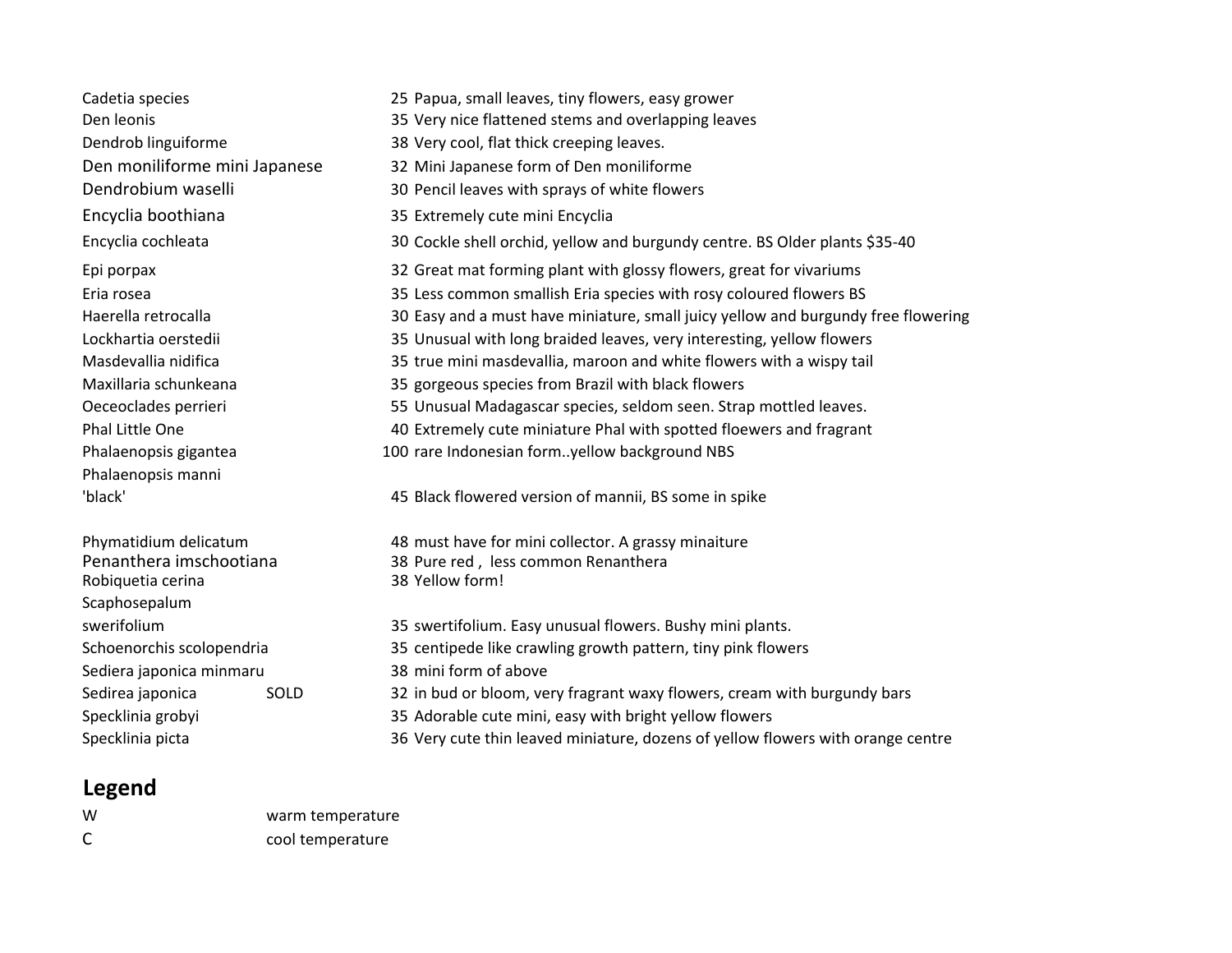| | | | |
|---|---|---|---|
| Cadetia species | | 25 | Papua, small leaves, tiny flowers, easy grower |
| Den leonis | | 35 | Very nice flattened stems and overlapping leaves |
| Dendrob linguiforme | | 38 | Very cool, flat thick creeping leaves. |
| Den moniliforme mini Japanese | | 32 | Mini Japanese form of Den moniliforme |
| Dendrobium waselli | | 30 | Pencil leaves with sprays of white flowers |
| Encyclia boothiana | | 35 | Extremely cute mini Encyclia |
| Encyclia cochleata | | 30 | Cockle shell orchid, yellow and burgundy centre. BS Older plants $35-40 |
| Epi porpax | | 32 | Great mat forming plant with glossy flowers, great for vivariums |
| Eria rosea | | 35 | Less common smallish Eria species with rosy coloured flowers BS |
| Haerella retrocalla | | 30 | Easy and a must have miniature, small juicy yellow and burgundy free flowering |
| Lockhartia oerstedii | | 35 | Unusual with long braided leaves, very interesting, yellow flowers |
| Masdevallia nidifica | | 35 | true mini masdevallia, maroon and white flowers with a wispy tail |
| Maxillaria schunkeana | | 35 | gorgeous species from Brazil with black flowers |
| Oeceoclades perrieri | | 55 | Unusual Madagascar species, seldom seen. Strap mottled leaves. |
| Phal Little One | | 40 | Extremely cute miniature Phal with spotted floewers and fragrant |
| Phalaenopsis gigantea | | 100 | rare Indonesian form..yellow background NBS |
| Phalaenopsis manni 'black' | | 45 | Black flowered version of mannii, BS some in spike |
| Phymatidium delicatum | | 48 | must have for mini collector. A grassy minaiture |
| Penanthera imschootiana | | 38 | Pure red , less common Renanthera |
| Robiquetia cerina | | 38 | Yellow form! |
| Scaphosepalum swerifolium | | 35 | swertifolium. Easy unusual flowers. Bushy mini plants. |
| Schoenorchis scolopendria | | 35 | centipede like crawling growth pattern, tiny pink flowers |
| Sediera japonica minmaru | | 38 | mini form of above |
| Sedirea japonica | SOLD | 32 | in bud or bloom, very fragrant waxy flowers, cream with burgundy bars |
| Specklinia grobyi | | 35 | Adorable cute mini, easy with bright yellow flowers |
| Specklinia picta | | 36 | Very cute thin leaved miniature, dozens of yellow flowers with orange centre |

## Legend

| | |
|---|---|
| W | warm temperature |
| C | cool temperature |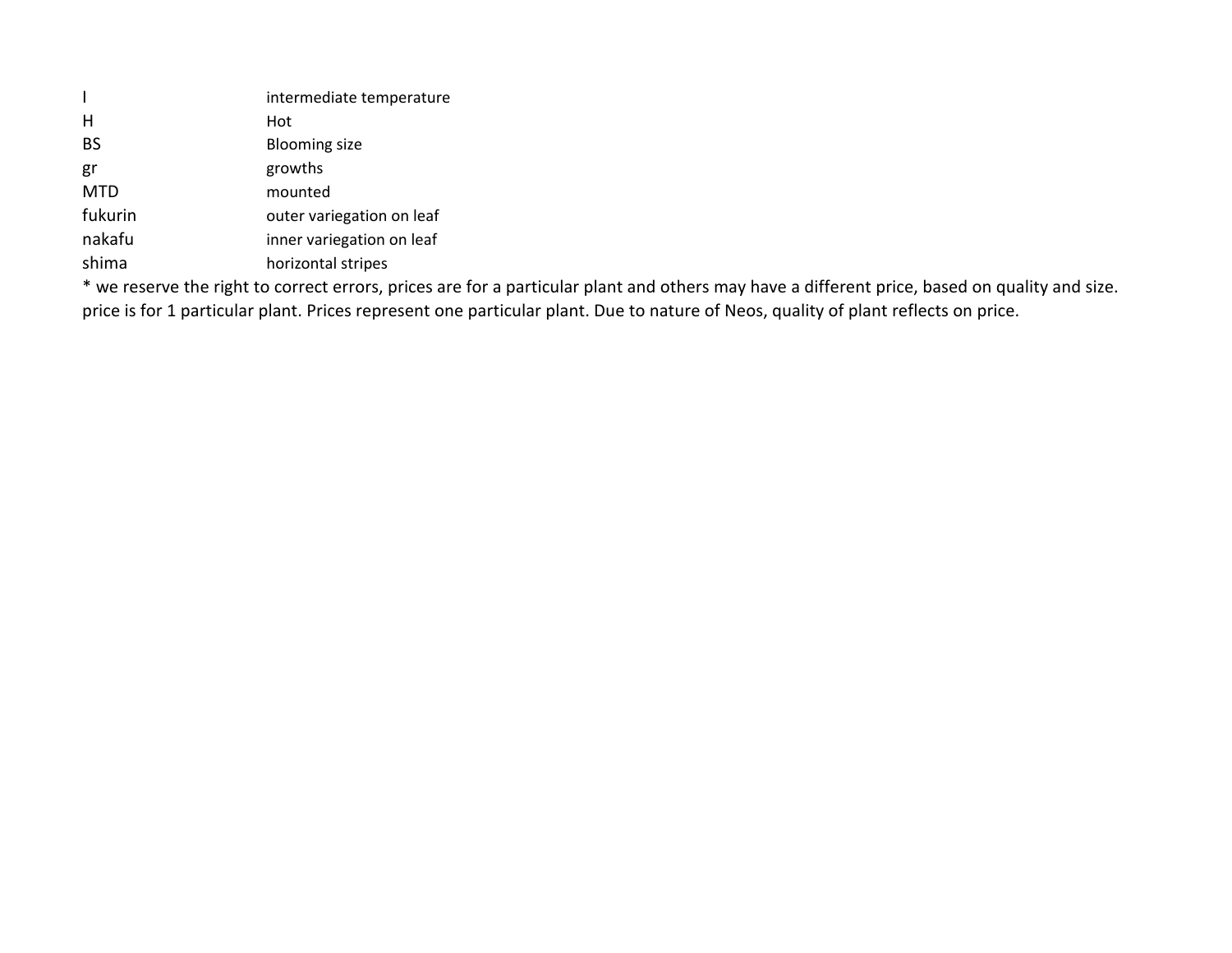| | |
|---|---|
| I | intermediate temperature |
| H | Hot |
| BS | Blooming size |
| gr | growths |
| MTD | mounted |
| fukurin | outer variegation on leaf |
| nakafu | inner variegation on leaf |
| shima | horizontal stripes |

* we reserve the right to correct errors, prices are for a particular plant and others may have a different price, based on quality and size. price is for 1 particular plant. Prices represent one particular plant. Due to nature of Neos, quality of plant reflects on price.